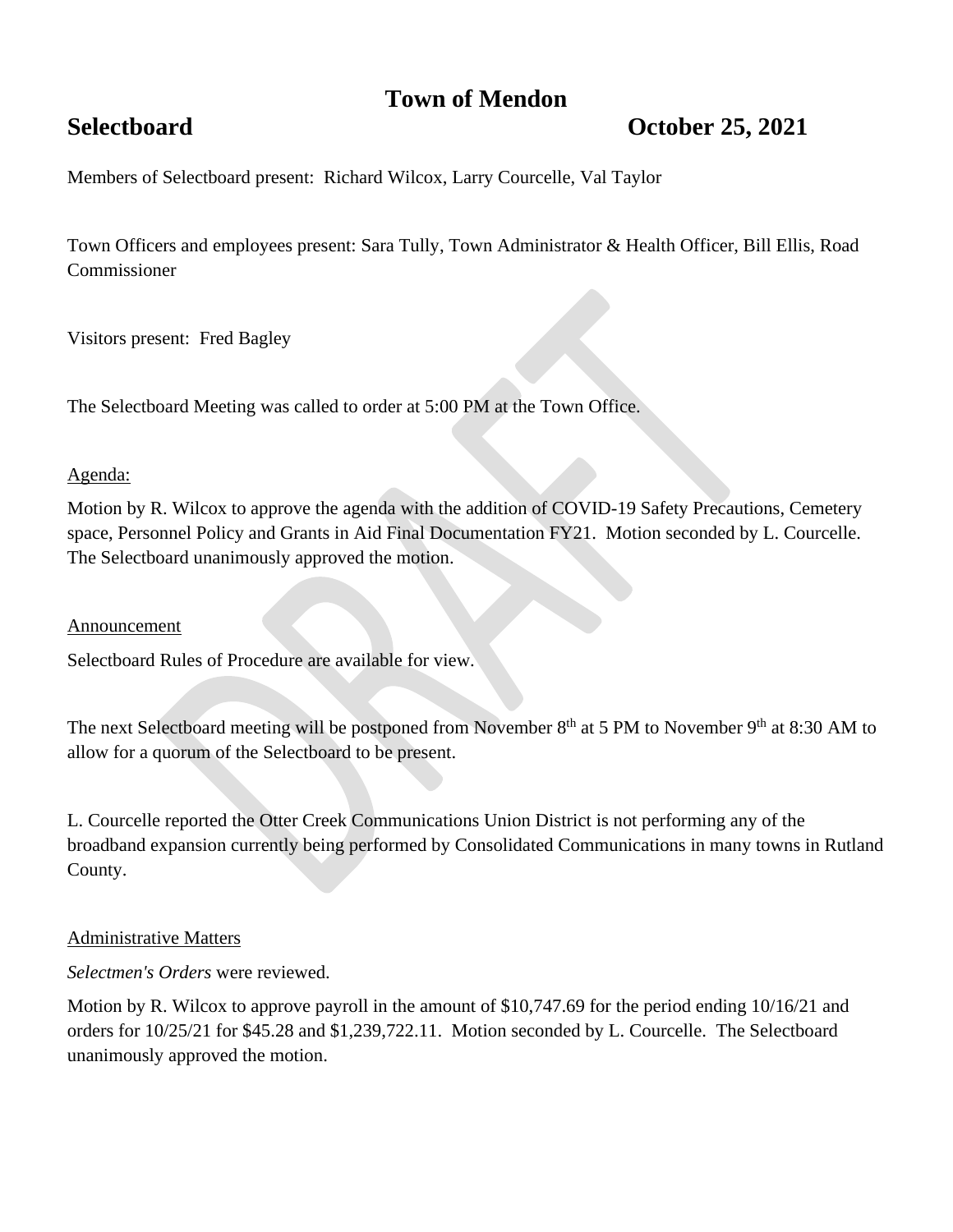# Town of Mendon

## Selectboard October 25, 2021

Members of Selectboard present: Richard Wilcox, Larry Courcelle, Val Taylor

Town Officers and employees present: Sara Tully, Town Administrator & Health Officer, Bill Ellis, Road Commissioner

Visitors present: Fred Bagley

The Selectboard Meeting was called to order at 5:00 PM at the Town Office.

Agenda:

Motion by R. Wilcox to approve the agenda with the addition of COVID-19 Safety Precautions, Cemetery space, Personnel Policy and Grants in Aid Final Documentation FY21. Motion seconded by L. Courcelle. The Selectboard unanimously approved the motion.

Announcement

Selectboard Rules of Procedure are available for view.

The next Selectboard meeting will be postponed from November 8th at 5 PM to November 9th at 8:30 AM to allow for a quorum of the Selectboard to be present.

L. Courcelle reported the Otter Creek Communications Union District is not performing any of the broadband expansion currently being performed by Consolidated Communications in many towns in Rutland County.

Administrative Matters

*Selectmen's Orders* were reviewed.

Motion by R. Wilcox to approve payroll in the amount of $10,747.69 for the period ending 10/16/21 and orders for 10/25/21 for $45.28 and $1,239,722.11. Motion seconded by L. Courcelle. The Selectboard unanimously approved the motion.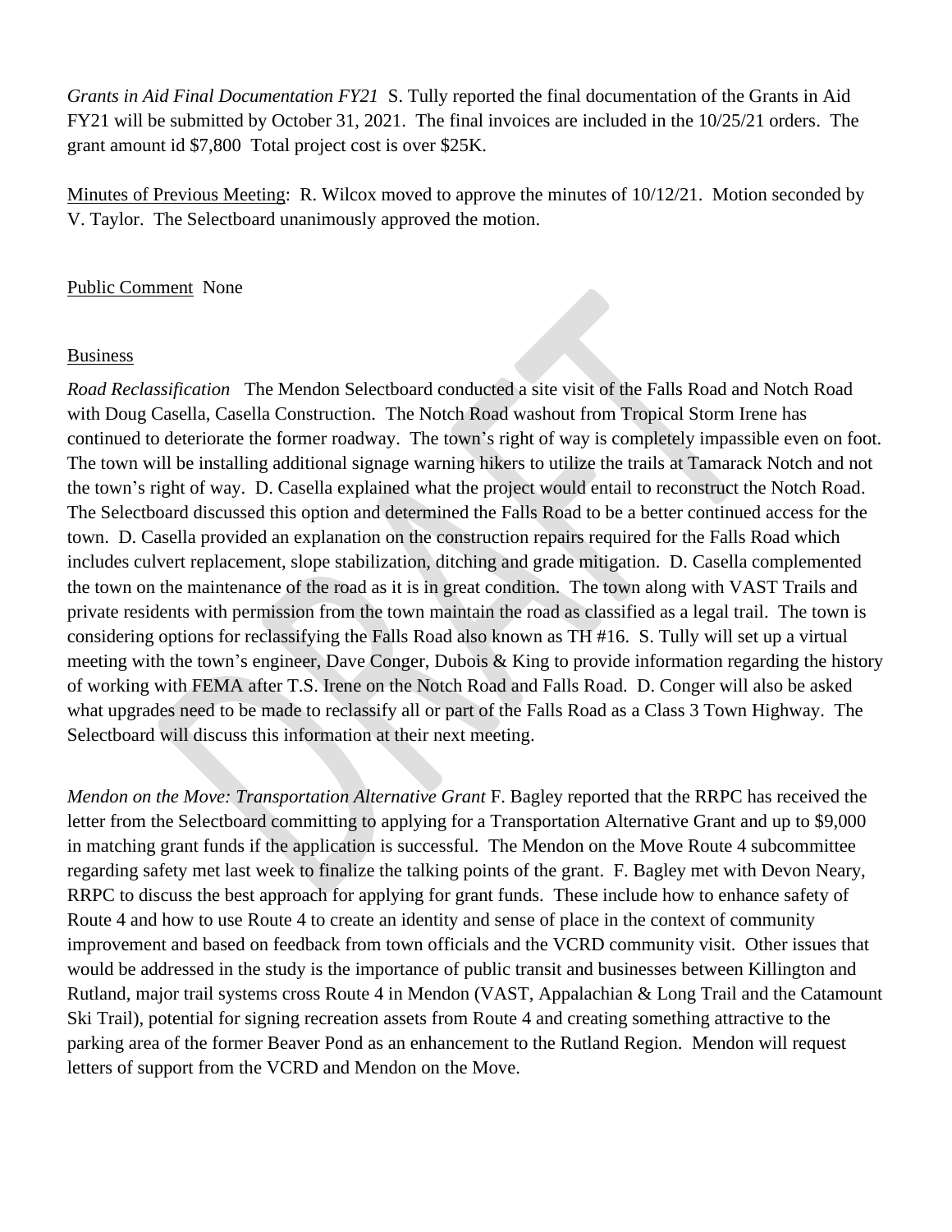*Grants in Aid Final Documentation FY21* S. Tully reported the final documentation of the Grants in Aid FY21 will be submitted by October 31, 2021. The final invoices are included in the 10/25/21 orders. The grant amount id $7,800 Total project cost is over $25K.

Minutes of Previous Meeting: R. Wilcox moved to approve the minutes of 10/12/21. Motion seconded by V. Taylor. The Selectboard unanimously approved the motion.

Public Comment None

Business

*Road Reclassification* The Mendon Selectboard conducted a site visit of the Falls Road and Notch Road with Doug Casella, Casella Construction. The Notch Road washout from Tropical Storm Irene has continued to deteriorate the former roadway. The town's right of way is completely impassible even on foot. The town will be installing additional signage warning hikers to utilize the trails at Tamarack Notch and not the town's right of way. D. Casella explained what the project would entail to reconstruct the Notch Road. The Selectboard discussed this option and determined the Falls Road to be a better continued access for the town. D. Casella provided an explanation on the construction repairs required for the Falls Road which includes culvert replacement, slope stabilization, ditching and grade mitigation. D. Casella complemented the town on the maintenance of the road as it is in great condition. The town along with VAST Trails and private residents with permission from the town maintain the road as classified as a legal trail. The town is considering options for reclassifying the Falls Road also known as TH #16. S. Tully will set up a virtual meeting with the town's engineer, Dave Conger, Dubois & King to provide information regarding the history of working with FEMA after T.S. Irene on the Notch Road and Falls Road. D. Conger will also be asked what upgrades need to be made to reclassify all or part of the Falls Road as a Class 3 Town Highway. The Selectboard will discuss this information at their next meeting.

*Mendon on the Move: Transportation Alternative Grant* F. Bagley reported that the RRPC has received the letter from the Selectboard committing to applying for a Transportation Alternative Grant and up to $9,000 in matching grant funds if the application is successful. The Mendon on the Move Route 4 subcommittee regarding safety met last week to finalize the talking points of the grant. F. Bagley met with Devon Neary, RRPC to discuss the best approach for applying for grant funds. These include how to enhance safety of Route 4 and how to use Route 4 to create an identity and sense of place in the context of community improvement and based on feedback from town officials and the VCRD community visit. Other issues that would be addressed in the study is the importance of public transit and businesses between Killington and Rutland, major trail systems cross Route 4 in Mendon (VAST, Appalachian & Long Trail and the Catamount Ski Trail), potential for signing recreation assets from Route 4 and creating something attractive to the parking area of the former Beaver Pond as an enhancement to the Rutland Region. Mendon will request letters of support from the VCRD and Mendon on the Move.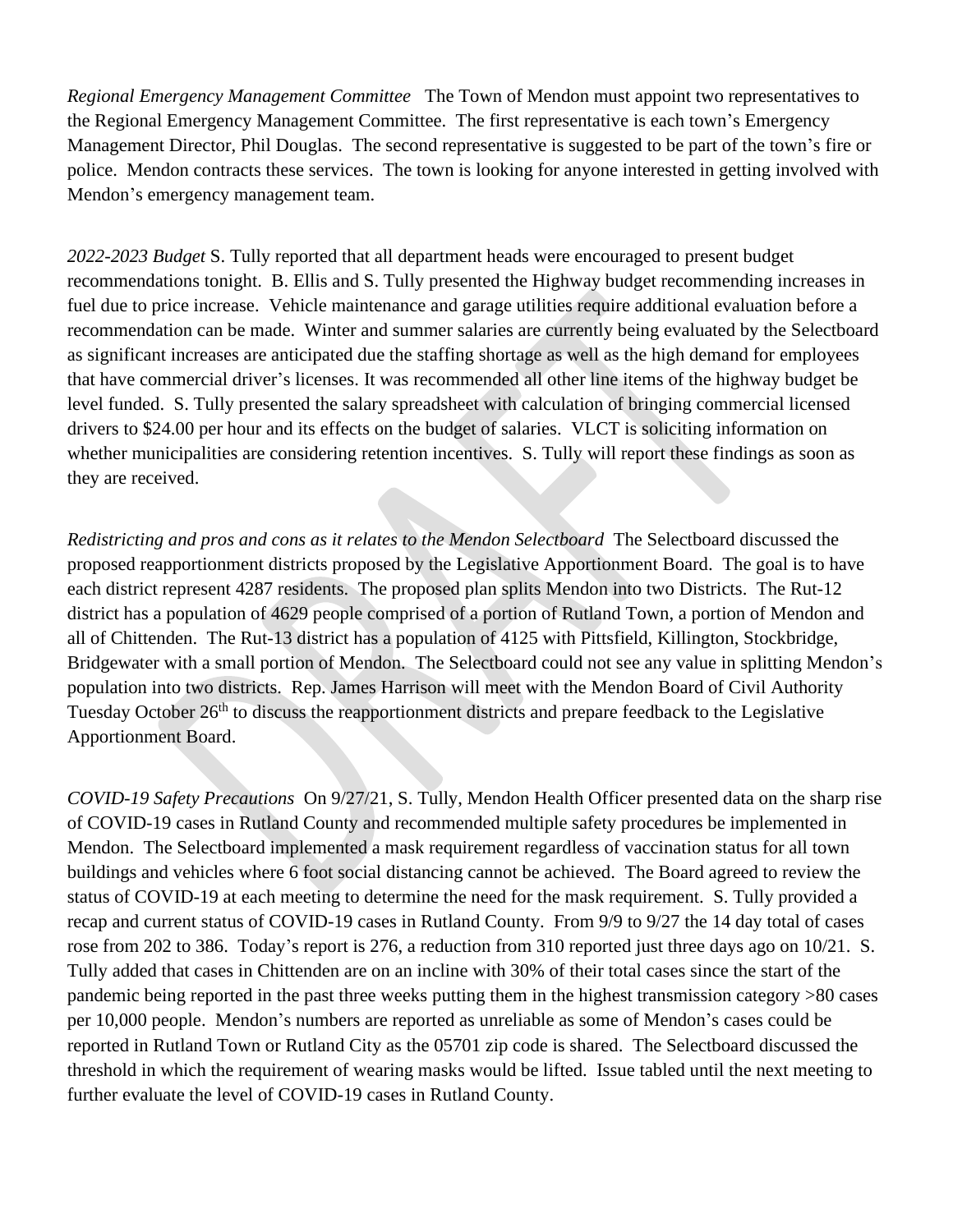*Regional Emergency Management Committee* The Town of Mendon must appoint two representatives to the Regional Emergency Management Committee. The first representative is each town's Emergency Management Director, Phil Douglas. The second representative is suggested to be part of the town's fire or police. Mendon contracts these services. The town is looking for anyone interested in getting involved with Mendon's emergency management team.

*2022-2023 Budget* S. Tully reported that all department heads were encouraged to present budget recommendations tonight. B. Ellis and S. Tully presented the Highway budget recommending increases in fuel due to price increase. Vehicle maintenance and garage utilities require additional evaluation before a recommendation can be made. Winter and summer salaries are currently being evaluated by the Selectboard as significant increases are anticipated due the staffing shortage as well as the high demand for employees that have commercial driver's licenses. It was recommended all other line items of the highway budget be level funded. S. Tully presented the salary spreadsheet with calculation of bringing commercial licensed drivers to $24.00 per hour and its effects on the budget of salaries. VLCT is soliciting information on whether municipalities are considering retention incentives. S. Tully will report these findings as soon as they are received.

*Redistricting and pros and cons as it relates to the Mendon Selectboard* The Selectboard discussed the proposed reapportionment districts proposed by the Legislative Apportionment Board. The goal is to have each district represent 4287 residents. The proposed plan splits Mendon into two Districts. The Rut-12 district has a population of 4629 people comprised of a portion of Rutland Town, a portion of Mendon and all of Chittenden. The Rut-13 district has a population of 4125 with Pittsfield, Killington, Stockbridge, Bridgewater with a small portion of Mendon. The Selectboard could not see any value in splitting Mendon's population into two districts. Rep. James Harrison will meet with the Mendon Board of Civil Authority Tuesday October 26th to discuss the reapportionment districts and prepare feedback to the Legislative Apportionment Board.

*COVID-19 Safety Precautions* On 9/27/21, S. Tully, Mendon Health Officer presented data on the sharp rise of COVID-19 cases in Rutland County and recommended multiple safety procedures be implemented in Mendon. The Selectboard implemented a mask requirement regardless of vaccination status for all town buildings and vehicles where 6 foot social distancing cannot be achieved. The Board agreed to review the status of COVID-19 at each meeting to determine the need for the mask requirement. S. Tully provided a recap and current status of COVID-19 cases in Rutland County. From 9/9 to 9/27 the 14 day total of cases rose from 202 to 386. Today's report is 276, a reduction from 310 reported just three days ago on 10/21. S. Tully added that cases in Chittenden are on an incline with 30% of their total cases since the start of the pandemic being reported in the past three weeks putting them in the highest transmission category >80 cases per 10,000 people. Mendon's numbers are reported as unreliable as some of Mendon's cases could be reported in Rutland Town or Rutland City as the 05701 zip code is shared. The Selectboard discussed the threshold in which the requirement of wearing masks would be lifted. Issue tabled until the next meeting to further evaluate the level of COVID-19 cases in Rutland County.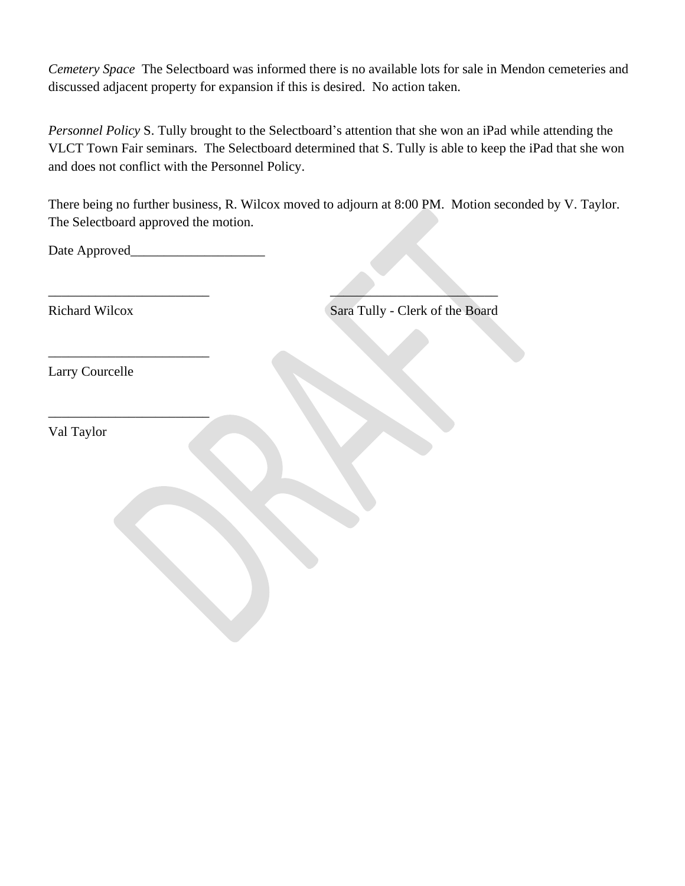*Cemetery Space* The Selectboard was informed there is no available lots for sale in Mendon cemeteries and discussed adjacent property for expansion if this is desired. No action taken.

*Personnel Policy* S. Tully brought to the Selectboard's attention that she won an iPad while attending the VLCT Town Fair seminars. The Selectboard determined that S. Tully is able to keep the iPad that she won and does not conflict with the Personnel Policy.

There being no further business, R. Wilcox moved to adjourn at 8:00 PM. Motion seconded by V. Taylor. The Selectboard approved the motion.

Date Approved____________________

________________________ ________________________

Richard Wilcox Sara Tully - Clerk of the Board

________________________

Larry Courcelle

________________________

Val Taylor

DRAFT